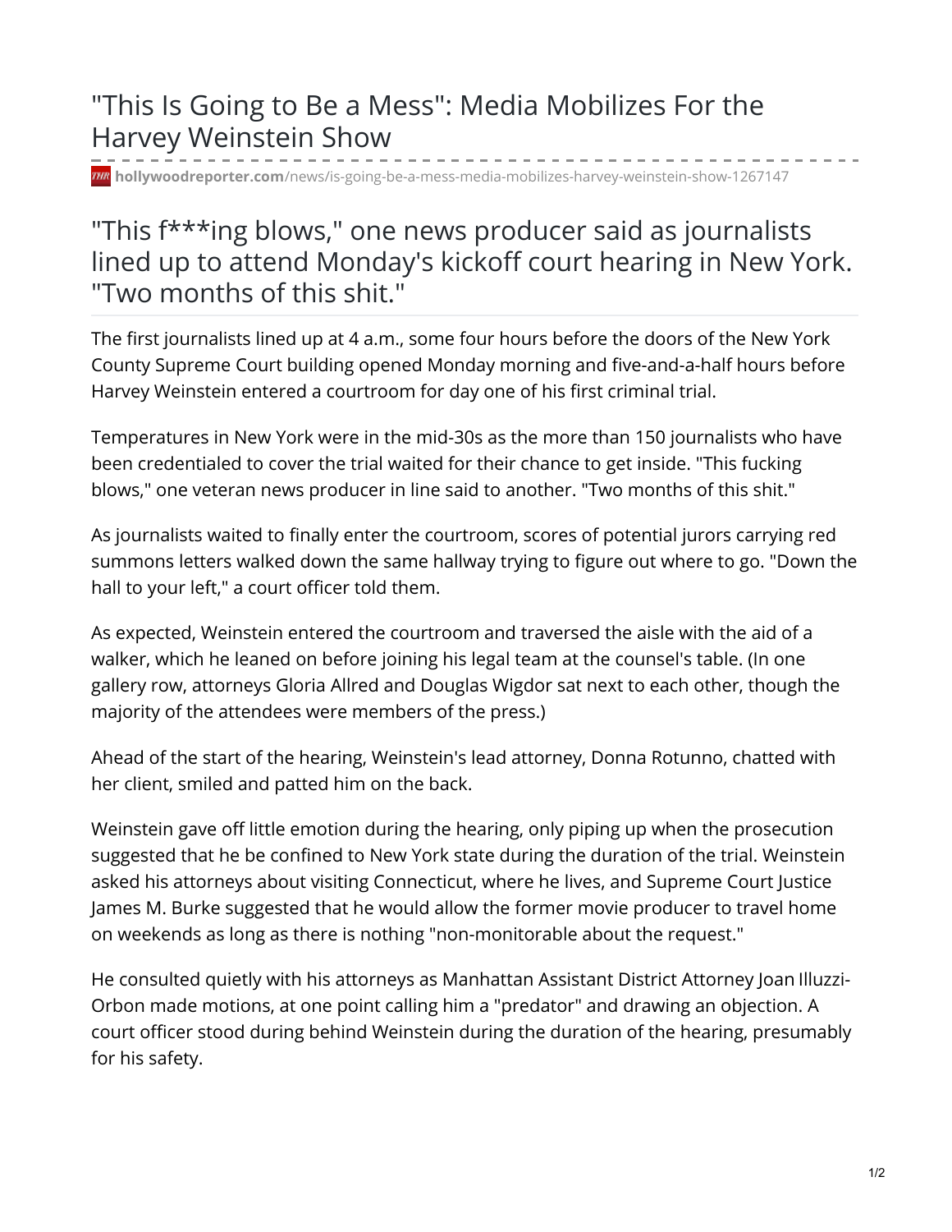# "This Is Going to Be a Mess": Media Mobilizes For the Harvey Weinstein Show

hollywoodreporter.com/news/is-going-be-a-mess-media-mobilizes-harvey-weinstein-show-1267147

## "This f***ing blows," one news producer said as journalists lined up to attend Monday's kickoff court hearing in New York. "Two months of this shit."

The first journalists lined up at 4 a.m., some four hours before the doors of the New York County Supreme Court building opened Monday morning and five-and-a-half hours before Harvey Weinstein entered a courtroom for day one of his first criminal trial.

Temperatures in New York were in the mid-30s as the more than 150 journalists who have been credentialed to cover the trial waited for their chance to get inside. "This fucking blows," one veteran news producer in line said to another. "Two months of this shit."

As journalists waited to finally enter the courtroom, scores of potential jurors carrying red summons letters walked down the same hallway trying to figure out where to go. "Down the hall to your left," a court officer told them.

As expected, Weinstein entered the courtroom and traversed the aisle with the aid of a walker, which he leaned on before joining his legal team at the counsel's table. (In one gallery row, attorneys Gloria Allred and Douglas Wigdor sat next to each other, though the majority of the attendees were members of the press.)

Ahead of the start of the hearing, Weinstein's lead attorney, Donna Rotunno, chatted with her client, smiled and patted him on the back.

Weinstein gave off little emotion during the hearing, only piping up when the prosecution suggested that he be confined to New York state during the duration of the trial. Weinstein asked his attorneys about visiting Connecticut, where he lives, and Supreme Court Justice James M. Burke suggested that he would allow the former movie producer to travel home on weekends as long as there is nothing "non-monitorable about the request."

He consulted quietly with his attorneys as Manhattan Assistant District Attorney Joan Illuzzi-Orbon made motions, at one point calling him a "predator" and drawing an objection. A court officer stood during behind Weinstein during the duration of the hearing, presumably for his safety.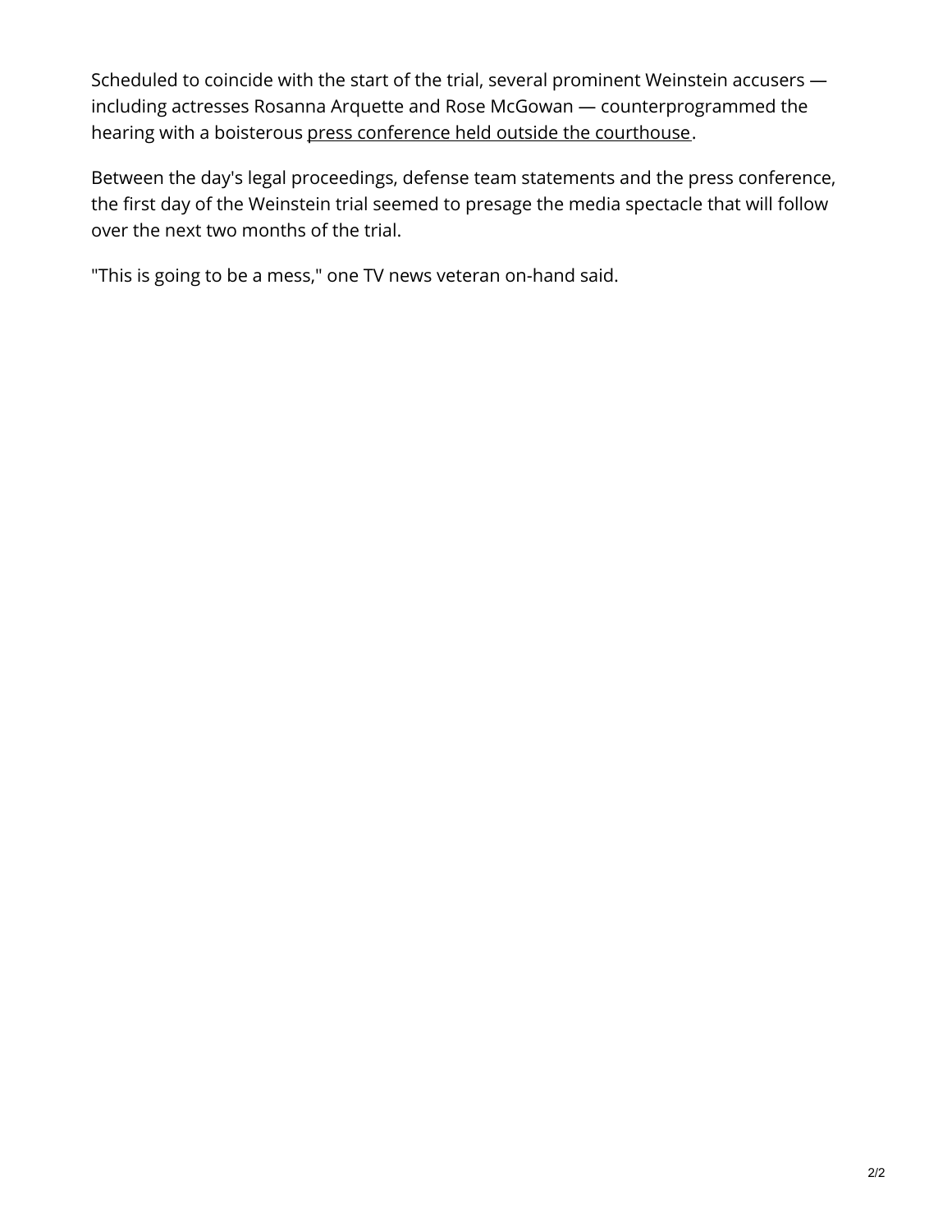Scheduled to coincide with the start of the trial, several prominent Weinstein accusers — including actresses Rosanna Arquette and Rose McGowan — counterprogrammed the hearing with a boisterous press conference held outside the courthouse.

Between the day's legal proceedings, defense team statements and the press conference, the first day of the Weinstein trial seemed to presage the media spectacle that will follow over the next two months of the trial.

"This is going to be a mess," one TV news veteran on-hand said.